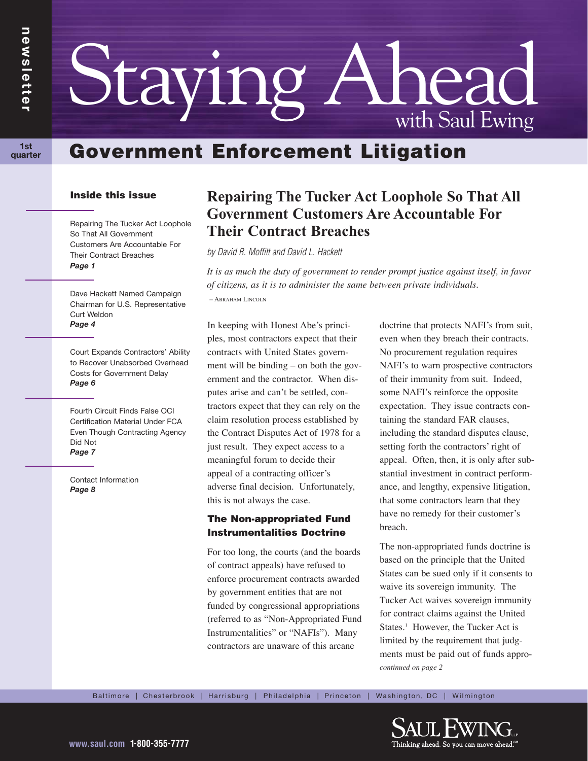# Staying Ahead with Saul Ewing

newsletter

1st quarter

## Government Enforcement Litigation

### Inside this issue

Repairing The Tucker Act Loophole So That All Government Customers Are Accountable For Their Contract Breaches
***Page 1***

Dave Hackett Named Campaign Chairman for U.S. Representative Curt Weldon
***Page 4***

Court Expands Contractors' Ability to Recover Unabsorbed Overhead Costs for Government Delay
***Page 6***

Fourth Circuit Finds False OCI Certification Material Under FCA Even Though Contracting Agency Did Not
***Page 7***

Contact Information
***Page 8***

## Repairing The Tucker Act Loophole So That All Government Customers Are Accountable For Their Contract Breaches

*by David R. Moffitt and David L. Hackett*

*It is as much the duty of government to render prompt justice against itself, in favor of citizens, as it is to administer the same between private individuals.*
– Abraham Lincoln

In keeping with Honest Abe's principles, most contractors expect that their contracts with United States government will be binding – on both the government and the contractor. When disputes arise and can't be settled, contractors expect that they can rely on the claim resolution process established by the Contract Disputes Act of 1978 for a just result. They expect access to a meaningful forum to decide their appeal of a contracting officer's adverse final decision. Unfortunately, this is not always the case.

### The Non-appropriated Fund Instrumentalities Doctrine

For too long, the courts (and the boards of contract appeals) have refused to enforce procurement contracts awarded by government entities that are not funded by congressional appropriations (referred to as "Non-Appropriated Fund Instrumentalities" or "NAFIs"). Many contractors are unaware of this arcane doctrine that protects NAFI's from suit, even when they breach their contracts. No procurement regulation requires NAFI's to warn prospective contractors of their immunity from suit. Indeed, some NAFI's reinforce the opposite expectation. They issue contracts containing the standard FAR clauses, including the standard disputes clause, setting forth the contractors' right of appeal. Often, then, it is only after substantial investment in contract performance, and lengthy, expensive litigation, that some contractors learn that they have no remedy for their customer's breach.

The non-appropriated funds doctrine is based on the principle that the United States can be sued only if it consents to waive its sovereign immunity. The Tucker Act waives sovereign immunity for contract claims against the United States.[1] However, the Tucker Act is limited by the requirement that judgments must be paid out of funds appro-

*continued on page 2*

Baltimore | Chesterbrook | Harrisburg | Philadelphia | Princeton | Washington, DC | Wilmington

www.saul.com 1-800-355-7777

Saul Ewing LLP
Thinking ahead. So you can move ahead.℠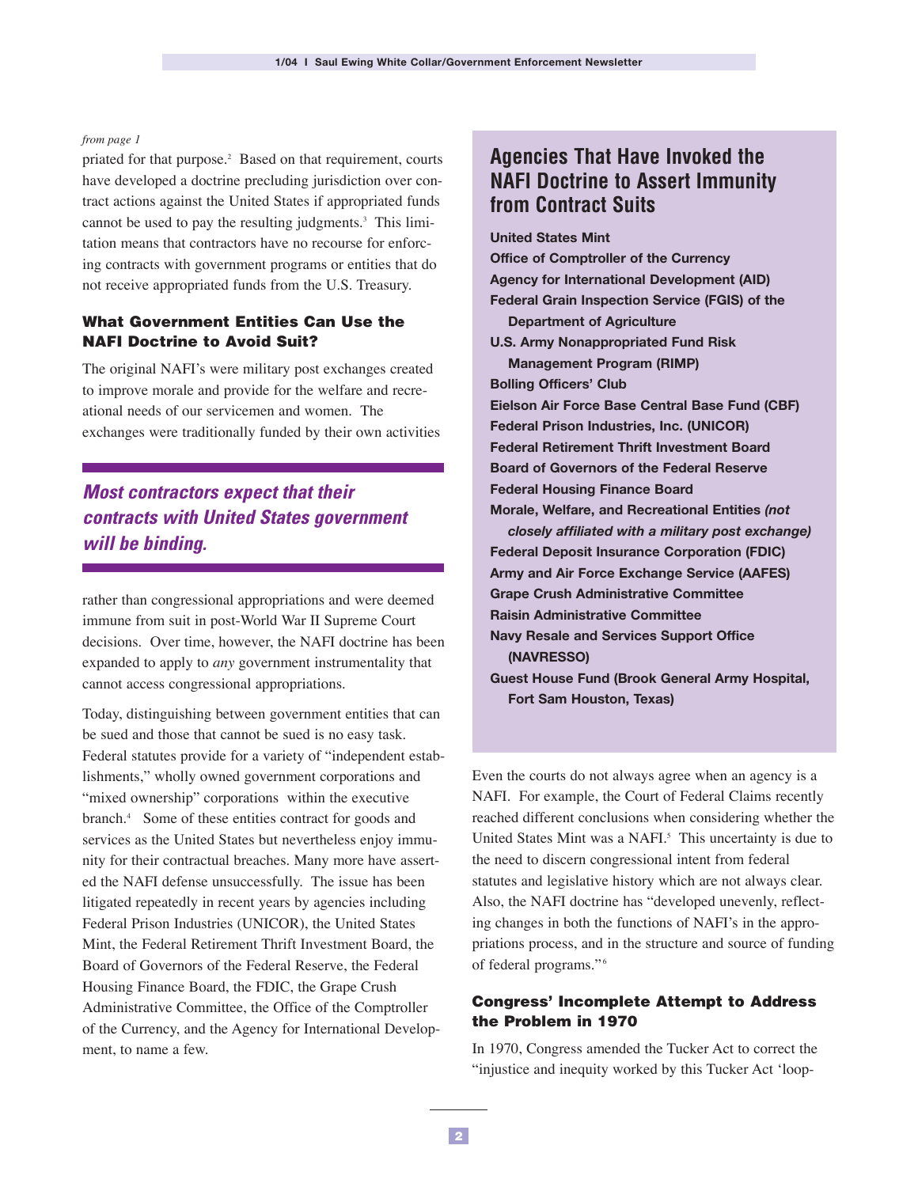*from page 1*

priated for that purpose.[2] Based on that requirement, courts have developed a doctrine precluding jurisdiction over contract actions against the United States if appropriated funds cannot be used to pay the resulting judgments.[3] This limitation means that contractors have no recourse for enforcing contracts with government programs or entities that do not receive appropriated funds from the U.S. Treasury.

### What Government Entities Can Use the NAFI Doctrine to Avoid Suit?

The original NAFI's were military post exchanges created to improve morale and provide for the welfare and recreational needs of our servicemen and women. The exchanges were traditionally funded by their own activities rather than congressional appropriations and were deemed immune from suit in post-World War II Supreme Court decisions. Over time, however, the NAFI doctrine has been expanded to apply to *any* government instrumentality that cannot access congressional appropriations.

***Most contractors expect that their contracts with United States government will be binding.***

Today, distinguishing between government entities that can be sued and those that cannot be sued is no easy task. Federal statutes provide for a variety of "independent establishments," wholly owned government corporations and "mixed ownership" corporations within the executive branch.[4] Some of these entities contract for goods and services as the United States but nevertheless enjoy immunity for their contractual breaches. Many more have asserted the NAFI defense unsuccessfully. The issue has been litigated repeatedly in recent years by agencies including Federal Prison Industries (UNICOR), the United States Mint, the Federal Retirement Thrift Investment Board, the Board of Governors of the Federal Reserve, the Federal Housing Finance Board, the FDIC, the Grape Crush Administrative Committee, the Office of the Comptroller of the Currency, and the Agency for International Development, to name a few.

## Agencies That Have Invoked the NAFI Doctrine to Assert Immunity from Contract Suits

**United States Mint**
**Office of Comptroller of the Currency**
**Agency for International Development (AID)**
**Federal Grain Inspection Service (FGIS) of the Department of Agriculture**
**U.S. Army Nonappropriated Fund Risk Management Program (RIMP)**
**Bolling Officers' Club**
**Eielson Air Force Base Central Base Fund (CBF)**
**Federal Prison Industries, Inc. (UNICOR)**
**Federal Retirement Thrift Investment Board**
**Board of Governors of the Federal Reserve**
**Federal Housing Finance Board**
**Morale, Welfare, and Recreational Entities *(not closely affiliated with a military post exchange)***
**Federal Deposit Insurance Corporation (FDIC)**
**Army and Air Force Exchange Service (AAFES)**
**Grape Crush Administrative Committee**
**Raisin Administrative Committee**
**Navy Resale and Services Support Office (NAVRESSO)**
**Guest House Fund (Brook General Army Hospital, Fort Sam Houston, Texas)**

Even the courts do not always agree when an agency is a NAFI. For example, the Court of Federal Claims recently reached different conclusions when considering whether the United States Mint was a NAFI.[5] This uncertainty is due to the need to discern congressional intent from federal statutes and legislative history which are not always clear. Also, the NAFI doctrine has "developed unevenly, reflecting changes in both the functions of NAFI's in the appropriations process, and in the structure and source of funding of federal programs."[6]

### Congress' Incomplete Attempt to Address the Problem in 1970

In 1970, Congress amended the Tucker Act to correct the "injustice and inequity worked by this Tucker Act 'loop-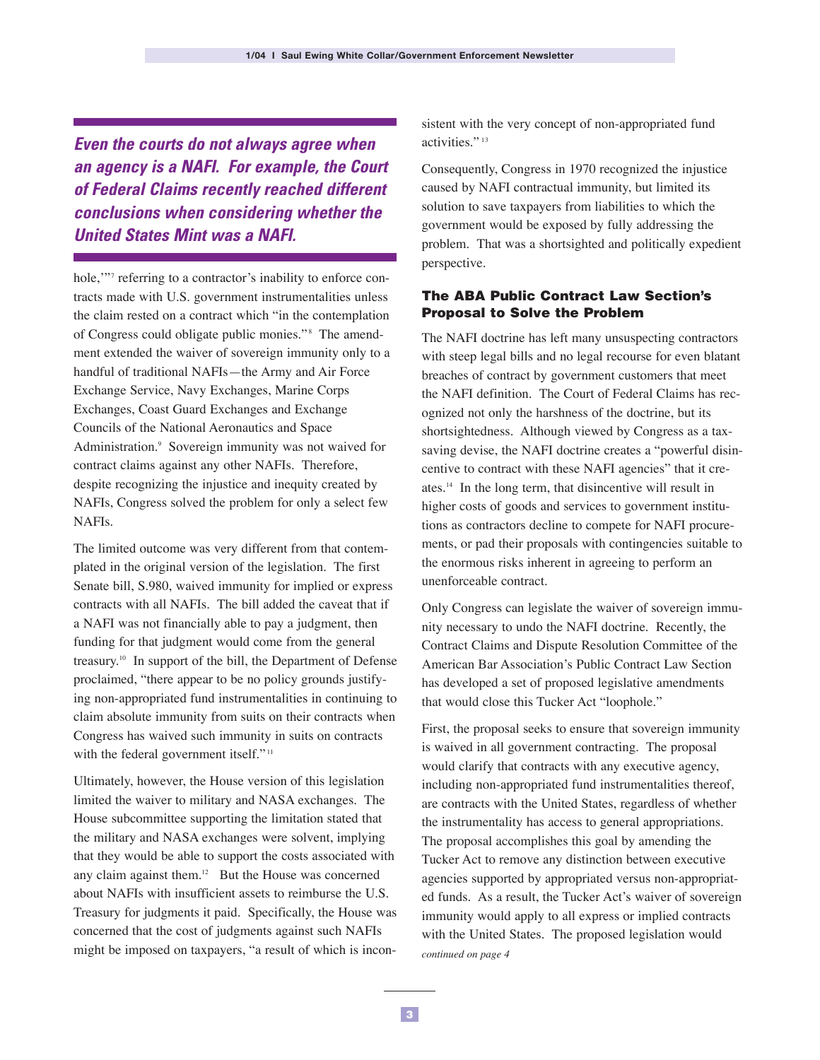***Even the courts do not always agree when an agency is a NAFI. For example, the Court of Federal Claims recently reached different conclusions when considering whether the United States Mint was a NAFI.***

hole,'"[7] referring to a contractor's inability to enforce contracts made with U.S. government instrumentalities unless the claim rested on a contract which "in the contemplation of Congress could obligate public monies."[8] The amendment extended the waiver of sovereign immunity only to a handful of traditional NAFIs—the Army and Air Force Exchange Service, Navy Exchanges, Marine Corps Exchanges, Coast Guard Exchanges and Exchange Councils of the National Aeronautics and Space Administration.[9] Sovereign immunity was not waived for contract claims against any other NAFIs. Therefore, despite recognizing the injustice and inequity created by NAFIs, Congress solved the problem for only a select few NAFIs.

The limited outcome was very different from that contemplated in the original version of the legislation. The first Senate bill, S.980, waived immunity for implied or express contracts with all NAFIs. The bill added the caveat that if a NAFI was not financially able to pay a judgment, then funding for that judgment would come from the general treasury.[10] In support of the bill, the Department of Defense proclaimed, "there appear to be no policy grounds justifying non-appropriated fund instrumentalities in continuing to claim absolute immunity from suits on their contracts when Congress has waived such immunity in suits on contracts with the federal government itself."[11]

Ultimately, however, the House version of this legislation limited the waiver to military and NASA exchanges. The House subcommittee supporting the limitation stated that the military and NASA exchanges were solvent, implying that they would be able to support the costs associated with any claim against them.[12] But the House was concerned about NAFIs with insufficient assets to reimburse the U.S. Treasury for judgments it paid. Specifically, the House was concerned that the cost of judgments against such NAFIs might be imposed on taxpayers, "a result of which is inconsistent with the very concept of non-appropriated fund activities."[13]

Consequently, Congress in 1970 recognized the injustice caused by NAFI contractual immunity, but limited its solution to save taxpayers from liabilities to which the government would be exposed by fully addressing the problem. That was a shortsighted and politically expedient perspective.

### The ABA Public Contract Law Section's Proposal to Solve the Problem

The NAFI doctrine has left many unsuspecting contractors with steep legal bills and no legal recourse for even blatant breaches of contract by government customers that meet the NAFI definition. The Court of Federal Claims has recognized not only the harshness of the doctrine, but its shortsightedness. Although viewed by Congress as a tax-saving devise, the NAFI doctrine creates a "powerful disincentive to contract with these NAFI agencies" that it creates.[14] In the long term, that disincentive will result in higher costs of goods and services to government institutions as contractors decline to compete for NAFI procurements, or pad their proposals with contingencies suitable to the enormous risks inherent in agreeing to perform an unenforceable contract.

Only Congress can legislate the waiver of sovereign immunity necessary to undo the NAFI doctrine. Recently, the Contract Claims and Dispute Resolution Committee of the American Bar Association's Public Contract Law Section has developed a set of proposed legislative amendments that would close this Tucker Act "loophole."

First, the proposal seeks to ensure that sovereign immunity is waived in all government contracting. The proposal would clarify that contracts with any executive agency, including non-appropriated fund instrumentalities thereof, are contracts with the United States, regardless of whether the instrumentality has access to general appropriations. The proposal accomplishes this goal by amending the Tucker Act to remove any distinction between executive agencies supported by appropriated versus non-appropriated funds. As a result, the Tucker Act's waiver of sovereign immunity would apply to all express or implied contracts with the United States. The proposed legislation would

*continued on page 4*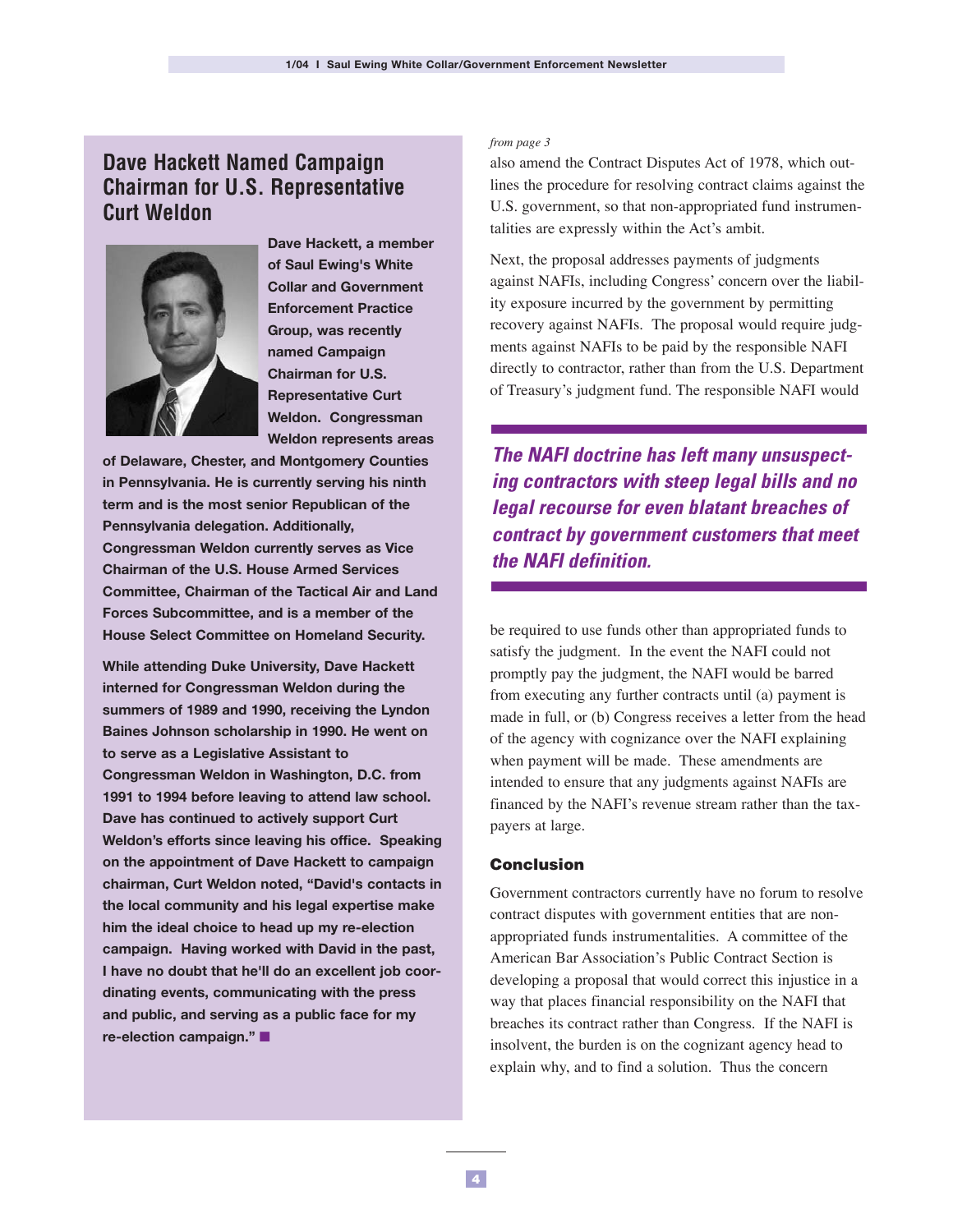## Dave Hackett Named Campaign Chairman for U.S. Representative Curt Weldon

**Dave Hackett, a member of Saul Ewing's White Collar and Government Enforcement Practice Group, was recently named Campaign Chairman for U.S. Representative Curt Weldon. Congressman Weldon represents areas of Delaware, Chester, and Montgomery Counties in Pennsylvania. He is currently serving his ninth term and is the most senior Republican of the Pennsylvania delegation. Additionally, Congressman Weldon currently serves as Vice Chairman of the U.S. House Armed Services Committee, Chairman of the Tactical Air and Land Forces Subcommittee, and is a member of the House Select Committee on Homeland Security.**

**While attending Duke University, Dave Hackett interned for Congressman Weldon during the summers of 1989 and 1990, receiving the Lyndon Baines Johnson scholarship in 1990. He went on to serve as a Legislative Assistant to Congressman Weldon in Washington, D.C. from 1991 to 1994 before leaving to attend law school. Dave has continued to actively support Curt Weldon's efforts since leaving his office. Speaking on the appointment of Dave Hackett to campaign chairman, Curt Weldon noted, "David's contacts in the local community and his legal expertise make him the ideal choice to head up my re-election campaign. Having worked with David in the past, I have no doubt that he'll do an excellent job coordinating events, communicating with the press and public, and serving as a public face for my re-election campaign." ■**

*from page 3*

also amend the Contract Disputes Act of 1978, which outlines the procedure for resolving contract claims against the U.S. government, so that non-appropriated fund instrumentalities are expressly within the Act's ambit.

Next, the proposal addresses payments of judgments against NAFIs, including Congress' concern over the liability exposure incurred by the government by permitting recovery against NAFIs. The proposal would require judgments against NAFIs to be paid by the responsible NAFI directly to contractor, rather than from the U.S. Department of Treasury's judgment fund. The responsible NAFI would be required to use funds other than appropriated funds to satisfy the judgment. In the event the NAFI could not promptly pay the judgment, the NAFI would be barred from executing any further contracts until (a) payment is made in full, or (b) Congress receives a letter from the head of the agency with cognizance over the NAFI explaining when payment will be made. These amendments are intended to ensure that any judgments against NAFIs are financed by the NAFI's revenue stream rather than the taxpayers at large.

***The NAFI doctrine has left many unsuspecting contractors with steep legal bills and no legal recourse for even blatant breaches of contract by government customers that meet the NAFI definition.***

### Conclusion

Government contractors currently have no forum to resolve contract disputes with government entities that are non-appropriated funds instrumentalities. A committee of the American Bar Association's Public Contract Section is developing a proposal that would correct this injustice in a way that places financial responsibility on the NAFI that breaches its contract rather than Congress. If the NAFI is insolvent, the burden is on the cognizant agency head to explain why, and to find a solution. Thus the concern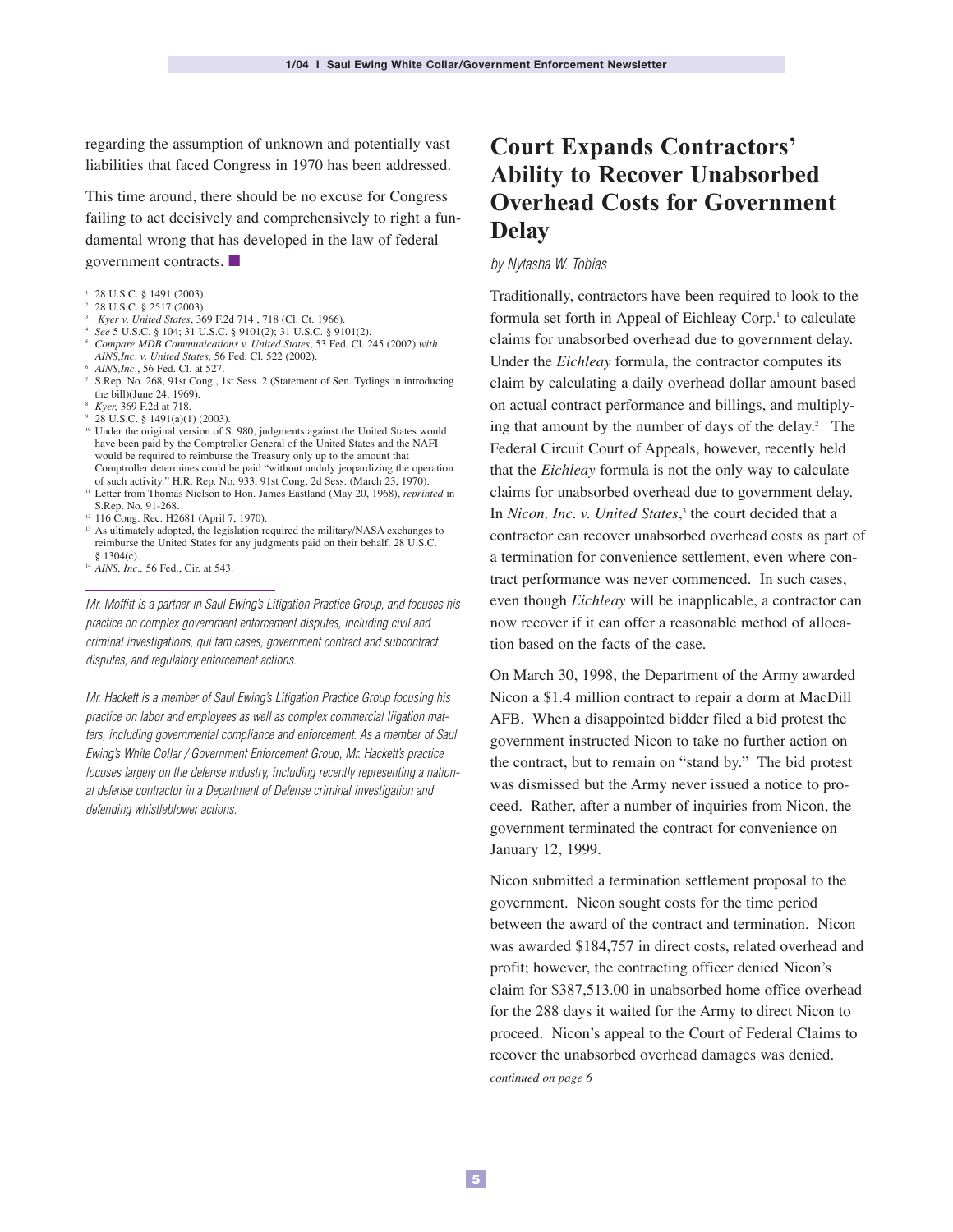regarding the assumption of unknown and potentially vast liabilities that faced Congress in 1970 has been addressed.

This time around, there should be no excuse for Congress failing to act decisively and comprehensively to right a fundamental wrong that has developed in the law of federal government contracts. ■

[1] 28 U.S.C. § 1491 (2003).
[2] 28 U.S.C. § 2517 (2003).
[3] *Kyer v. United States*, 369 F.2d 714 , 718 (Cl. Ct. 1966).
[4] *See* 5 U.S.C. § 104; 31 U.S.C. § 9101(2); 31 U.S.C. § 9101(2).
[5] *Compare MDB Communications v. United States*, 53 Fed. Cl. 245 (2002) *with AINS,Inc. v. United States,* 56 Fed. Cl. 522 (2002).
[6] *AINS,Inc.*, 56 Fed. Cl. at 527.
[7] S.Rep. No. 268, 91st Cong., 1st Sess. 2 (Statement of Sen. Tydings in introducing the bill)(June 24, 1969).
[8] *Kyer,* 369 F.2d at 718.
[9] 28 U.S.C. § 1491(a)(1) (2003).
[10] Under the original version of S. 980, judgments against the United States would have been paid by the Comptroller General of the United States and the NAFI would be required to reimburse the Treasury only up to the amount that Comptroller determines could be paid "without unduly jeopardizing the operation of such activity." H.R. Rep. No. 933, 91st Cong, 2d Sess. (March 23, 1970).
[11] Letter from Thomas Nielson to Hon. James Eastland (May 20, 1968), *reprinted* in S.Rep. No. 91-268.
[12] 116 Cong. Rec. H2681 (April 7, 1970).
[13] As ultimately adopted, the legislation required the military/NASA exchanges to reimburse the United States for any judgments paid on their behalf. 28 U.S.C. § 1304(c).
[14] *AINS, Inc.,* 56 Fed., Cir. at 543.

*Mr. Moffitt is a partner in Saul Ewing's Litigation Practice Group, and focuses his practice on complex government enforcement disputes, including civil and criminal investigations, qui tam cases, government contract and subcontract disputes, and regulatory enforcement actions.*

*Mr. Hackett is a member of Saul Ewing's Litigation Practice Group focusing his practice on labor and employees as well as complex commercial liigation matters, including governmental compliance and enforcement. As a member of Saul Ewing's White Collar / Government Enforcement Group, Mr. Hackett's practice focuses largely on the defense industry, including recently representing a national defense contractor in a Department of Defense criminal investigation and defending whistleblower actions.*

# Court Expands Contractors' Ability to Recover Unabsorbed Overhead Costs for Government Delay

*by Nytasha W. Tobias*

Traditionally, contractors have been required to look to the formula set forth in Appeal of Eichleay Corp.[1] to calculate claims for unabsorbed overhead due to government delay. Under the *Eichleay* formula, the contractor computes its claim by calculating a daily overhead dollar amount based on actual contract performance and billings, and multiplying that amount by the number of days of the delay.[2] The Federal Circuit Court of Appeals, however, recently held that the *Eichleay* formula is not the only way to calculate claims for unabsorbed overhead due to government delay. In *Nicon, Inc. v. United States*,[3] the court decided that a contractor can recover unabsorbed overhead costs as part of a termination for convenience settlement, even where contract performance was never commenced. In such cases, even though *Eichleay* will be inapplicable, a contractor can now recover if it can offer a reasonable method of allocation based on the facts of the case.

On March 30, 1998, the Department of the Army awarded Nicon a $1.4 million contract to repair a dorm at MacDill AFB. When a disappointed bidder filed a bid protest the government instructed Nicon to take no further action on the contract, but to remain on "stand by." The bid protest was dismissed but the Army never issued a notice to proceed. Rather, after a number of inquiries from Nicon, the government terminated the contract for convenience on January 12, 1999.

Nicon submitted a termination settlement proposal to the government. Nicon sought costs for the time period between the award of the contract and termination. Nicon was awarded $184,757 in direct costs, related overhead and profit; however, the contracting officer denied Nicon's claim for $387,513.00 in unabsorbed home office overhead for the 288 days it waited for the Army to direct Nicon to proceed. Nicon's appeal to the Court of Federal Claims to recover the unabsorbed overhead damages was denied.

*continued on page 6*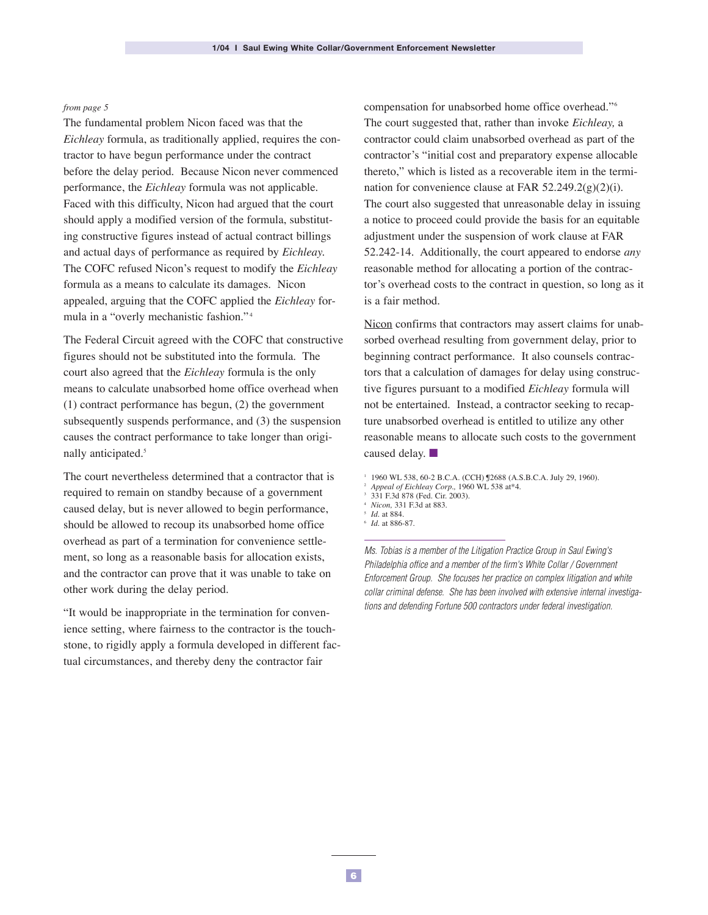*from page 5*

The fundamental problem Nicon faced was that the *Eichleay* formula, as traditionally applied, requires the contractor to have begun performance under the contract before the delay period. Because Nicon never commenced performance, the *Eichleay* formula was not applicable. Faced with this difficulty, Nicon had argued that the court should apply a modified version of the formula, substituting constructive figures instead of actual contract billings and actual days of performance as required by *Eichleay.* The COFC refused Nicon's request to modify the *Eichleay* formula as a means to calculate its damages. Nicon appealed, arguing that the COFC applied the *Eichleay* formula in a "overly mechanistic fashion."[4]

The Federal Circuit agreed with the COFC that constructive figures should not be substituted into the formula. The court also agreed that the *Eichleay* formula is the only means to calculate unabsorbed home office overhead when (1) contract performance has begun, (2) the government subsequently suspends performance, and (3) the suspension causes the contract performance to take longer than originally anticipated.[5]

The court nevertheless determined that a contractor that is required to remain on standby because of a government caused delay, but is never allowed to begin performance, should be allowed to recoup its unabsorbed home office overhead as part of a termination for convenience settlement, so long as a reasonable basis for allocation exists, and the contractor can prove that it was unable to take on other work during the delay period.

"It would be inappropriate in the termination for convenience setting, where fairness to the contractor is the touchstone, to rigidly apply a formula developed in different factual circumstances, and thereby deny the contractor fair compensation for unabsorbed home office overhead."[6] The court suggested that, rather than invoke *Eichleay,* a contractor could claim unabsorbed overhead as part of the contractor's "initial cost and preparatory expense allocable thereto," which is listed as a recoverable item in the termination for convenience clause at FAR 52.249.2(g)(2)(i). The court also suggested that unreasonable delay in issuing a notice to proceed could provide the basis for an equitable adjustment under the suspension of work clause at FAR 52.242-14. Additionally, the court appeared to endorse *any* reasonable method for allocating a portion of the contractor's overhead costs to the contract in question, so long as it is a fair method.

Nicon confirms that contractors may assert claims for unabsorbed overhead resulting from government delay, prior to beginning contract performance. It also counsels contractors that a calculation of damages for delay using constructive figures pursuant to a modified *Eichleay* formula will not be entertained. Instead, a contractor seeking to recapture unabsorbed overhead is entitled to utilize any other reasonable means to allocate such costs to the government caused delay. ■

[1] 1960 WL 538, 60-2 B.C.A. (CCH) ¶2688 (A.S.B.C.A. July 29, 1960).
[2] *Appeal of Eichleay Corp.,* 1960 WL 538 at*4.
[3] 331 F.3d 878 (Fed. Cir. 2003).
[4] *Nicon,* 331 F.3d at 883.
[5] *Id.* at 884.
[6] *Id.* at 886-87.

*Ms. Tobias is a member of the Litigation Practice Group in Saul Ewing's Philadelphia office and a member of the firm's White Collar / Government Enforcement Group. She focuses her practice on complex litigation and white collar criminal defense. She has been involved with extensive internal investigations and defending Fortune 500 contractors under federal investigation.*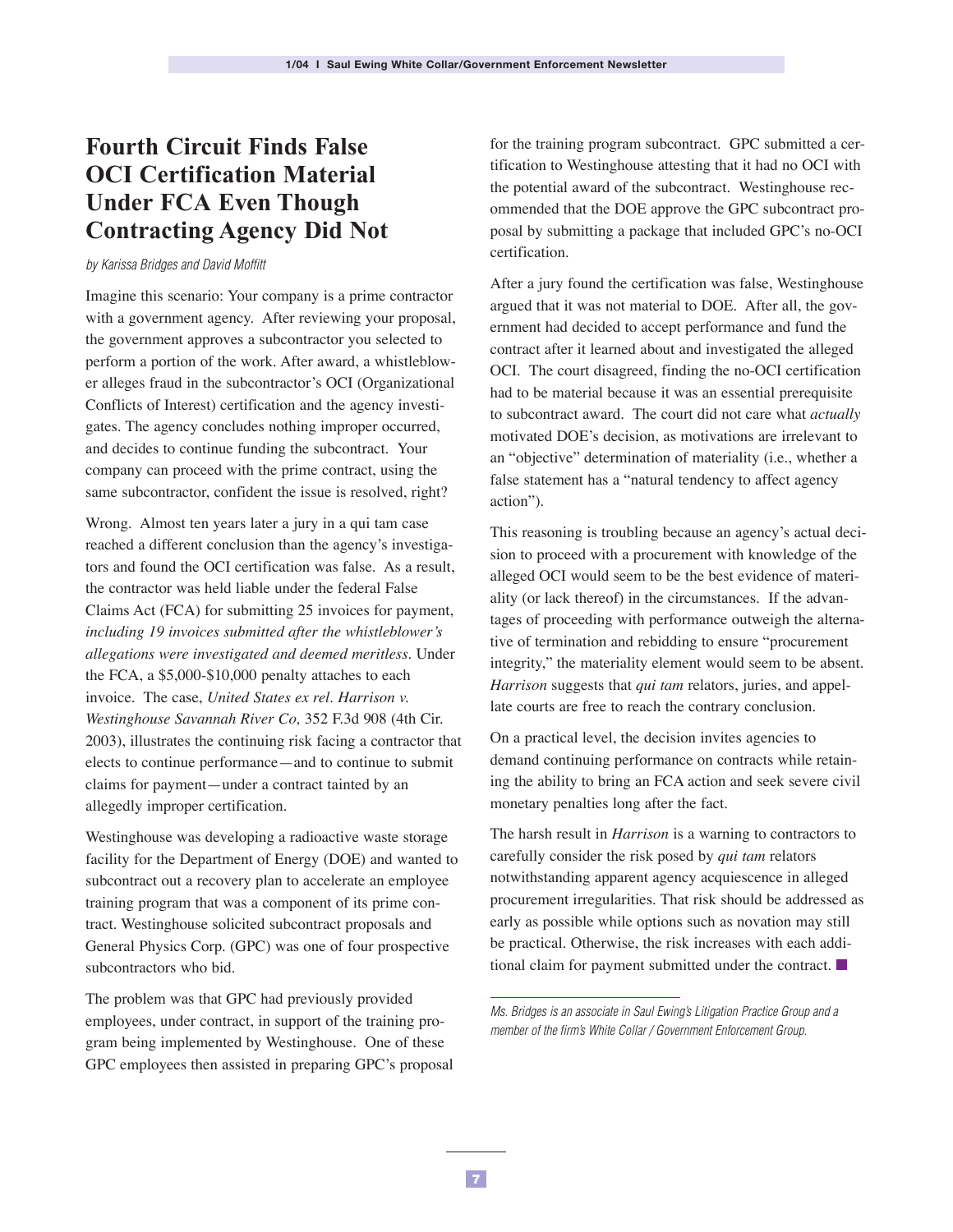# Fourth Circuit Finds False OCI Certification Material Under FCA Even Though Contracting Agency Did Not

*by Karissa Bridges and David Moffitt*

Imagine this scenario: Your company is a prime contractor with a government agency. After reviewing your proposal, the government approves a subcontractor you selected to perform a portion of the work. After award, a whistleblower alleges fraud in the subcontractor's OCI (Organizational Conflicts of Interest) certification and the agency investigates. The agency concludes nothing improper occurred, and decides to continue funding the subcontract. Your company can proceed with the prime contract, using the same subcontractor, confident the issue is resolved, right?

Wrong. Almost ten years later a jury in a qui tam case reached a different conclusion than the agency's investigators and found the OCI certification was false. As a result, the contractor was held liable under the federal False Claims Act (FCA) for submitting 25 invoices for payment, *including 19 invoices submitted after the whistleblower's allegations were investigated and deemed meritless*. Under the FCA, a $5,000-$10,000 penalty attaches to each invoice. The case, *United States ex rel. Harrison v. Westinghouse Savannah River Co,* 352 F.3d 908 (4th Cir. 2003), illustrates the continuing risk facing a contractor that elects to continue performance—and to continue to submit claims for payment—under a contract tainted by an allegedly improper certification.

Westinghouse was developing a radioactive waste storage facility for the Department of Energy (DOE) and wanted to subcontract out a recovery plan to accelerate an employee training program that was a component of its prime contract. Westinghouse solicited subcontract proposals and General Physics Corp. (GPC) was one of four prospective subcontractors who bid.

The problem was that GPC had previously provided employees, under contract, in support of the training program being implemented by Westinghouse. One of these GPC employees then assisted in preparing GPC's proposal for the training program subcontract. GPC submitted a certification to Westinghouse attesting that it had no OCI with the potential award of the subcontract. Westinghouse recommended that the DOE approve the GPC subcontract proposal by submitting a package that included GPC's no-OCI certification.

After a jury found the certification was false, Westinghouse argued that it was not material to DOE. After all, the government had decided to accept performance and fund the contract after it learned about and investigated the alleged OCI. The court disagreed, finding the no-OCI certification had to be material because it was an essential prerequisite to subcontract award. The court did not care what *actually* motivated DOE's decision, as motivations are irrelevant to an "objective" determination of materiality (i.e., whether a false statement has a "natural tendency to affect agency action").

This reasoning is troubling because an agency's actual decision to proceed with a procurement with knowledge of the alleged OCI would seem to be the best evidence of materiality (or lack thereof) in the circumstances. If the advantages of proceeding with performance outweigh the alternative of termination and rebidding to ensure "procurement integrity," the materiality element would seem to be absent. *Harrison* suggests that *qui tam* relators, juries, and appellate courts are free to reach the contrary conclusion.

On a practical level, the decision invites agencies to demand continuing performance on contracts while retaining the ability to bring an FCA action and seek severe civil monetary penalties long after the fact.

The harsh result in *Harrison* is a warning to contractors to carefully consider the risk posed by *qui tam* relators notwithstanding apparent agency acquiescence in alleged procurement irregularities. That risk should be addressed as early as possible while options such as novation may still be practical. Otherwise, the risk increases with each additional claim for payment submitted under the contract. ■

---

*Ms. Bridges is an associate in Saul Ewing's Litigation Practice Group and a member of the firm's White Collar / Government Enforcement Group.*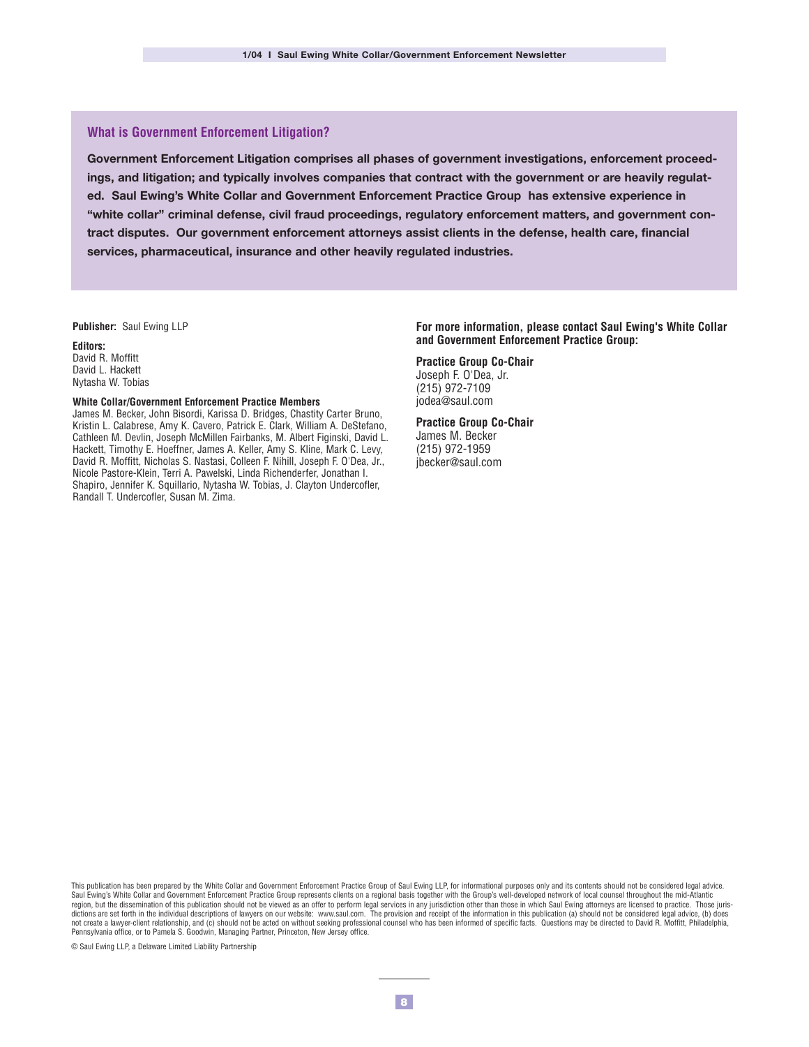## What is Government Enforcement Litigation?

**Government Enforcement Litigation comprises all phases of government investigations, enforcement proceedings, and litigation; and typically involves companies that contract with the government or are heavily regulated. Saul Ewing's White Collar and Government Enforcement Practice Group has extensive experience in "white collar" criminal defense, civil fraud proceedings, regulatory enforcement matters, and government contract disputes. Our government enforcement attorneys assist clients in the defense, health care, financial services, pharmaceutical, insurance and other heavily regulated industries.**

**Publisher:** Saul Ewing LLP

**Editors:**
David R. Moffitt
David L. Hackett
Nytasha W. Tobias

**White Collar/Government Enforcement Practice Members**
James M. Becker, John Bisordi, Karissa D. Bridges, Chastity Carter Bruno, Kristin L. Calabrese, Amy K. Cavero, Patrick E. Clark, William A. DeStefano, Cathleen M. Devlin, Joseph McMillen Fairbanks, M. Albert Figinski, David L. Hackett, Timothy E. Hoeffner, James A. Keller, Amy S. Kline, Mark C. Levy, David R. Moffitt, Nicholas S. Nastasi, Colleen F. Nihill, Joseph F. O'Dea, Jr., Nicole Pastore-Klein, Terri A. Pawelski, Linda Richenderfer, Jonathan I. Shapiro, Jennifer K. Squillario, Nytasha W. Tobias, J. Clayton Undercofler, Randall T. Undercofler, Susan M. Zima.

**For more information, please contact Saul Ewing's White Collar and Government Enforcement Practice Group:**

**Practice Group Co-Chair**
Joseph F. O'Dea, Jr.
(215) 972-7109
jodea@saul.com

**Practice Group Co-Chair**
James M. Becker
(215) 972-1959
jbecker@saul.com

This publication has been prepared by the White Collar and Government Enforcement Practice Group of Saul Ewing LLP, for informational purposes only and its contents should not be considered legal advice. Saul Ewing's White Collar and Government Enforcement Practice Group represents clients on a regional basis together with the Group's well-developed network of local counsel throughout the mid-Atlantic region, but the dissemination of this publication should not be viewed as an offer to perform legal services in any jurisdiction other than those in which Saul Ewing attorneys are licensed to practice. Those jurisdictions are set forth in the individual descriptions of lawyers on our website: www.saul.com. The provision and receipt of the information in this publication (a) should not be considered legal advice, (b) does not create a lawyer-client relationship, and (c) should not be acted on without seeking professional counsel who has been informed of specific facts. Questions may be directed to David R. Moffitt, Philadelphia, Pennsylvania office, or to Pamela S. Goodwin, Managing Partner, Princeton, New Jersey office.

© Saul Ewing LLP, a Delaware Limited Liability Partnership